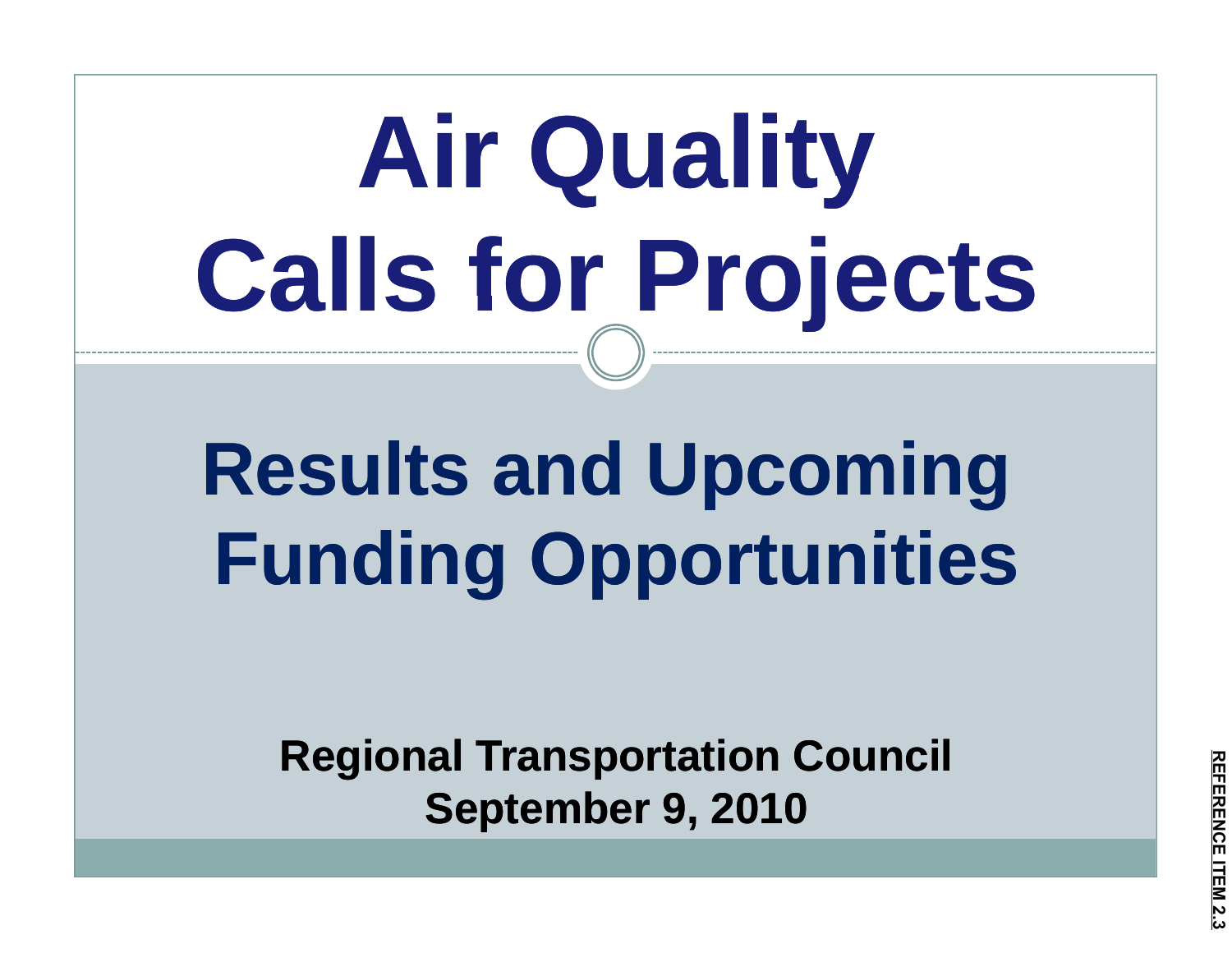# Air Quality Calls for Projects

## Results and Upcoming Funding Opportunities

**Regional Transportation Council**
**September 9, 2010**

REFERENCE ITEM 2.3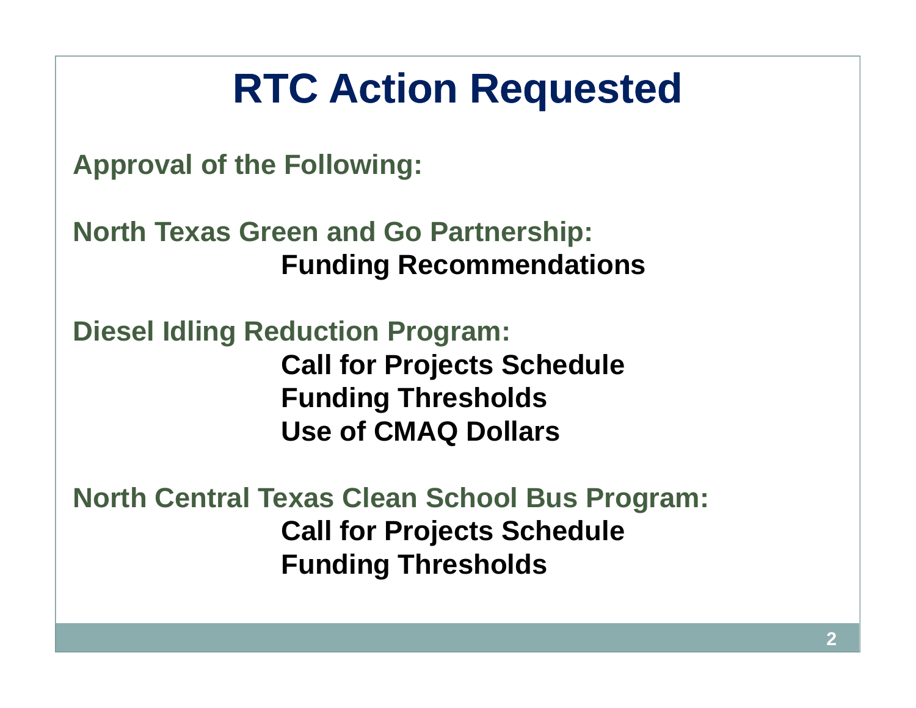# RTC Action Requested

**Approval of the Following:**

**North Texas Green and Go Partnership:**

- **Funding Recommendations**

**Diesel Idling Reduction Program:**

- **Call for Projects Schedule**
- **Funding Thresholds**
- **Use of CMAQ Dollars**

**North Central Texas Clean School Bus Program:**

- **Call for Projects Schedule**
- **Funding Thresholds**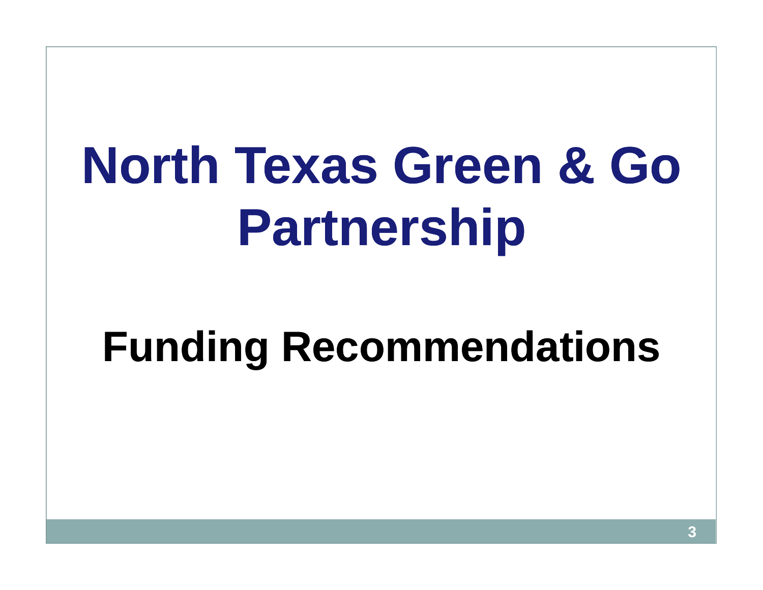# North Texas Green & Go Partnership

## Funding Recommendations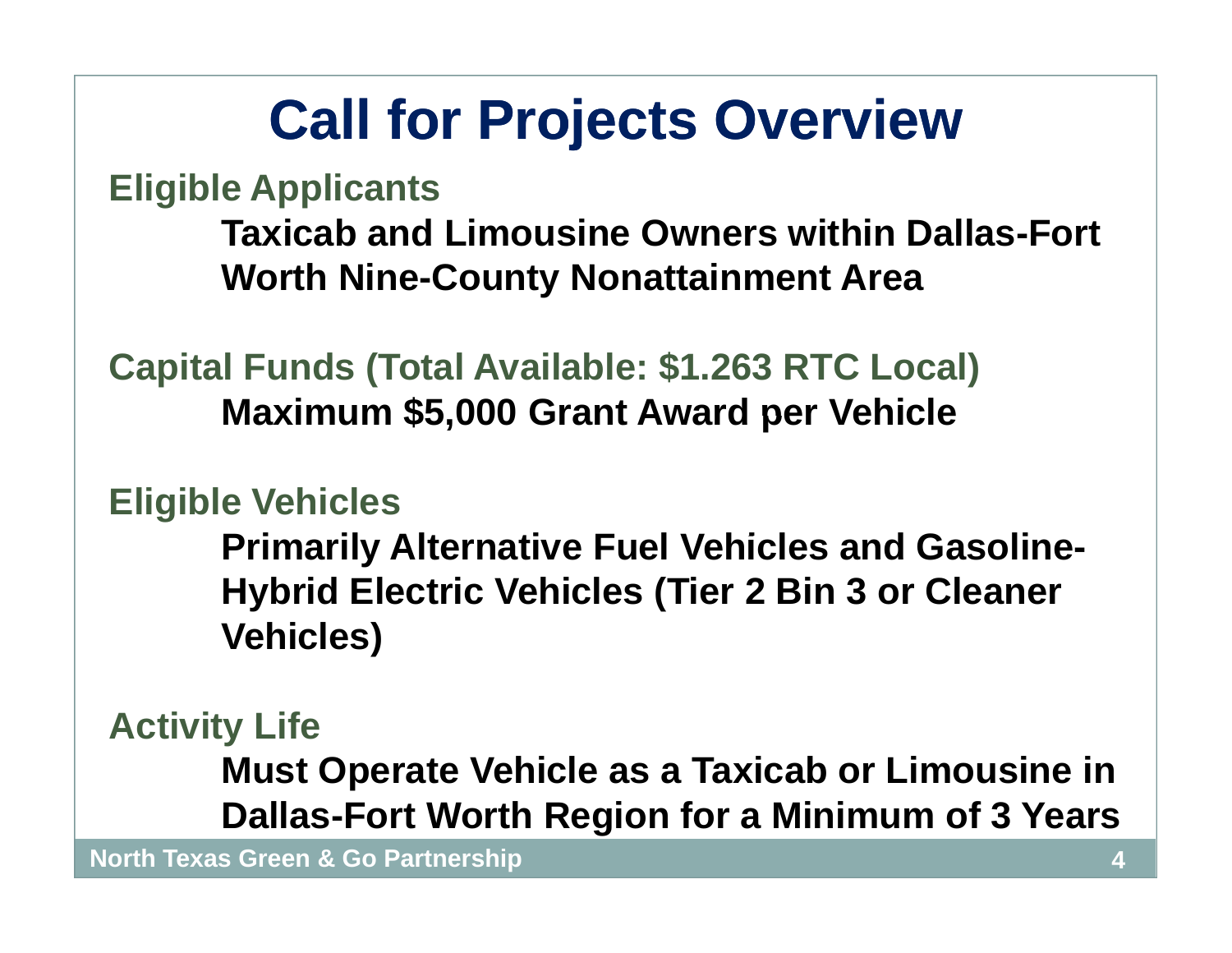# Call for Projects Overview

## Eligible Applicants

**Taxicab and Limousine Owners within Dallas-Fort Worth Nine-County Nonattainment Area**

## Capital Funds (Total Available: $1.263 RTC Local)

**Maximum $5,000 Grant Award per Vehicle**

## Eligible Vehicles

**Primarily Alternative Fuel Vehicles and Gasoline-Hybrid Electric Vehicles (Tier 2 Bin 3 or Cleaner Vehicles)**

## Activity Life

**Must Operate Vehicle as a Taxicab or Limousine in Dallas-Fort Worth Region for a Minimum of 3 Years**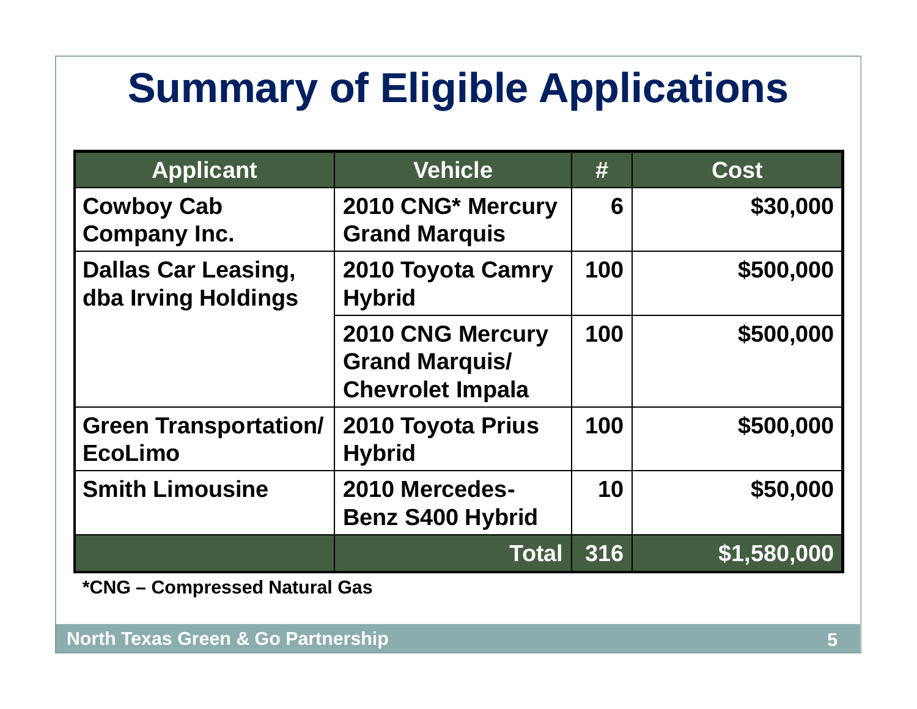# Summary of Eligible Applications

| Applicant | Vehicle | # | Cost |
|---|---|---|---|
| Cowboy Cab Company Inc. | 2010 CNG* Mercury Grand Marquis | 6 | $30,000 |
| Dallas Car Leasing, dba Irving Holdings | 2010 Toyota Camry Hybrid | 100 | $500,000 |
| | 2010 CNG Mercury Grand Marquis/ Chevrolet Impala | 100 | $500,000 |
| Green Transportation/ EcoLimo | 2010 Toyota Prius Hybrid | 100 | $500,000 |
| Smith Limousine | 2010 Mercedes-Benz S400 Hybrid | 10 | $50,000 |
| | **Total** | **316** | **$1,580,000** |

*CNG – Compressed Natural Gas

North Texas Green & Go Partnership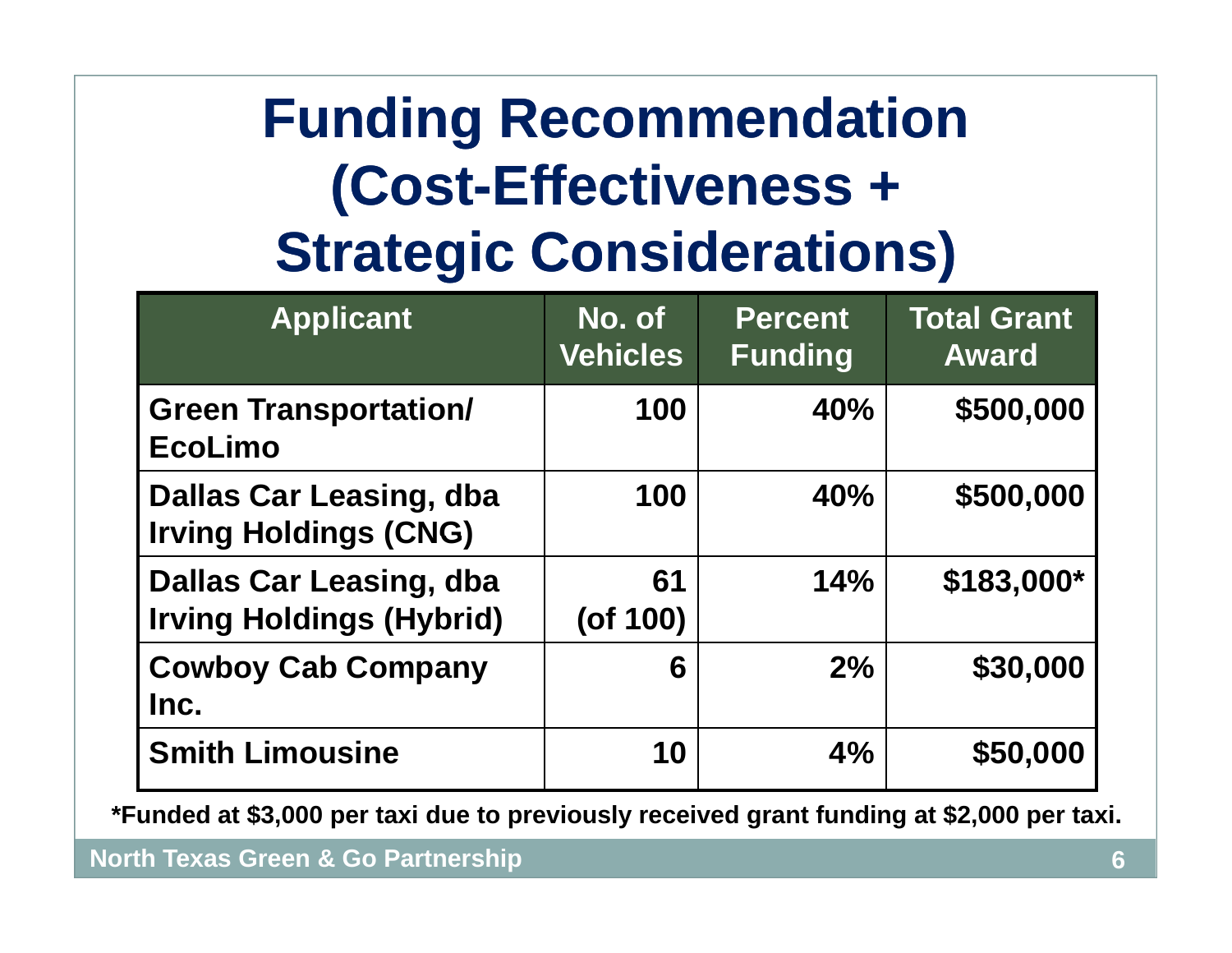# Funding Recommendation (Cost-Effectiveness + Strategic Considerations)

| Applicant | No. of Vehicles | Percent Funding | Total Grant Award |
| --- | --- | --- | --- |
| Green Transportation/ EcoLimo | 100 | 40% | $500,000 |
| Dallas Car Leasing, dba Irving Holdings (CNG) | 100 | 40% | $500,000 |
| Dallas Car Leasing, dba Irving Holdings (Hybrid) | 61 (of 100) | 14% | $183,000* |
| Cowboy Cab Company Inc. | 6 | 2% | $30,000 |
| Smith Limousine | 10 | 4% | $50,000 |

*Funded at $3,000 per taxi due to previously received grant funding at $2,000 per taxi.

North Texas Green & Go Partnership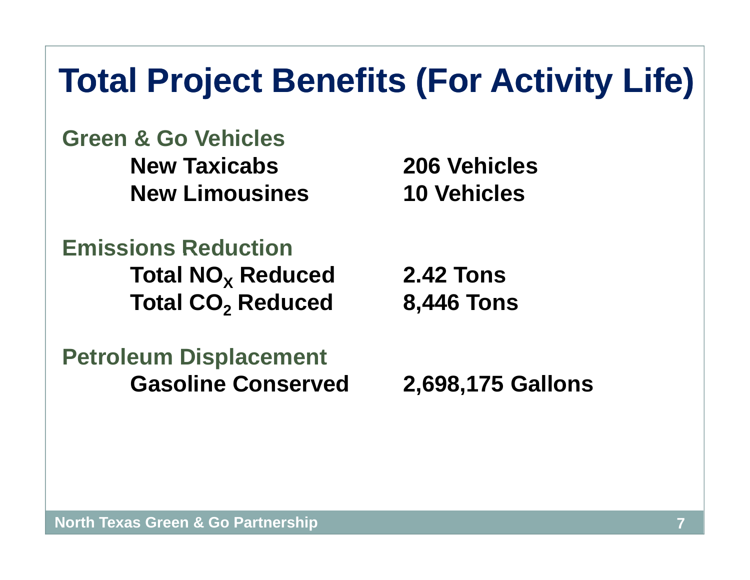# Total Project Benefits (For Activity Life)

**Green & Go Vehicles**

| | |
|---|---|
| **New Taxicabs** | **206 Vehicles** |
| **New Limousines** | **10 Vehicles** |

**Emissions Reduction**

| | |
|---|---|
| **Total $NO_X$ Reduced** | **2.42 Tons** |
| **Total $CO_2$ Reduced** | **8,446 Tons** |

**Petroleum Displacement**

| | |
|---|---|
| **Gasoline Conserved** | **2,698,175 Gallons** |

North Texas Green & Go Partnership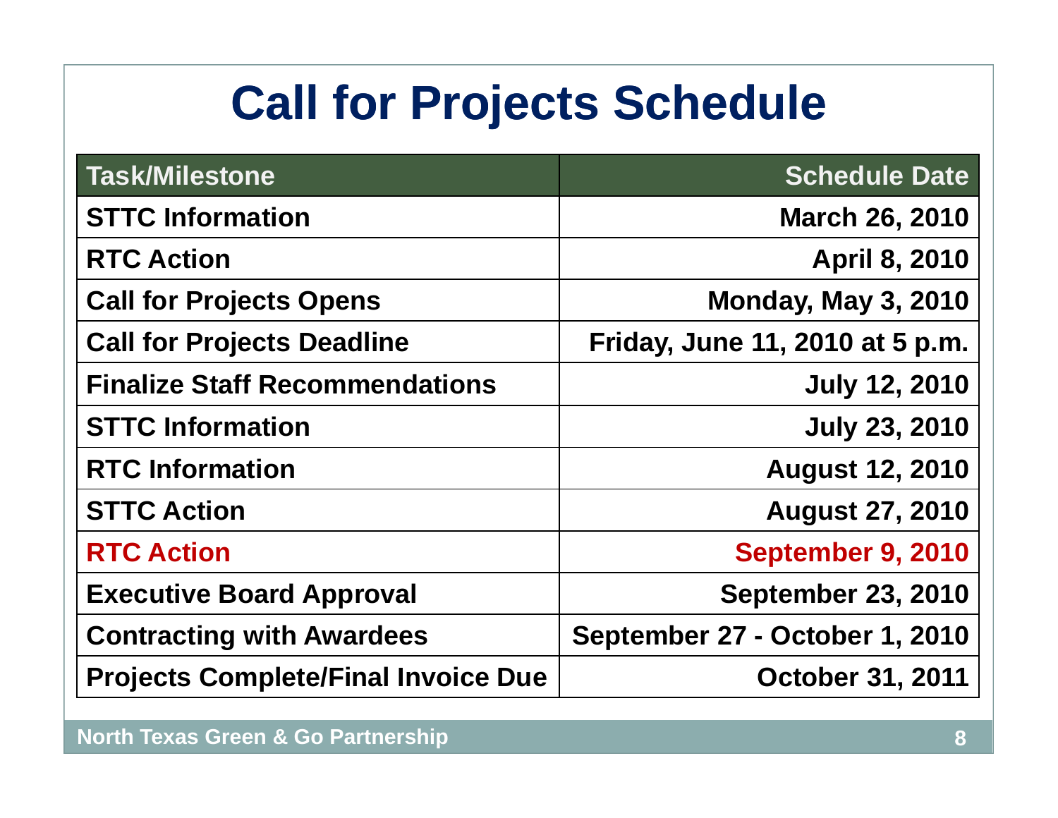# Call for Projects Schedule

| Task/Milestone | Schedule Date |
|---|---:|
| **STTC Information** | **March 26, 2010** |
| **RTC Action** | **April 8, 2010** |
| **Call for Projects Opens** | **Monday, May 3, 2010** |
| **Call for Projects Deadline** | **Friday, June 11, 2010 at 5 p.m.** |
| **Finalize Staff Recommendations** | **July 12, 2010** |
| **STTC Information** | **July 23, 2010** |
| **RTC Information** | **August 12, 2010** |
| **STTC Action** | **August 27, 2010** |
| **RTC Action** | **September 9, 2010** |
| **Executive Board Approval** | **September 23, 2010** |
| **Contracting with Awardees** | **September 27 - October 1, 2010** |
| **Projects Complete/Final Invoice Due** | **October 31, 2011** |

North Texas Green & Go Partnership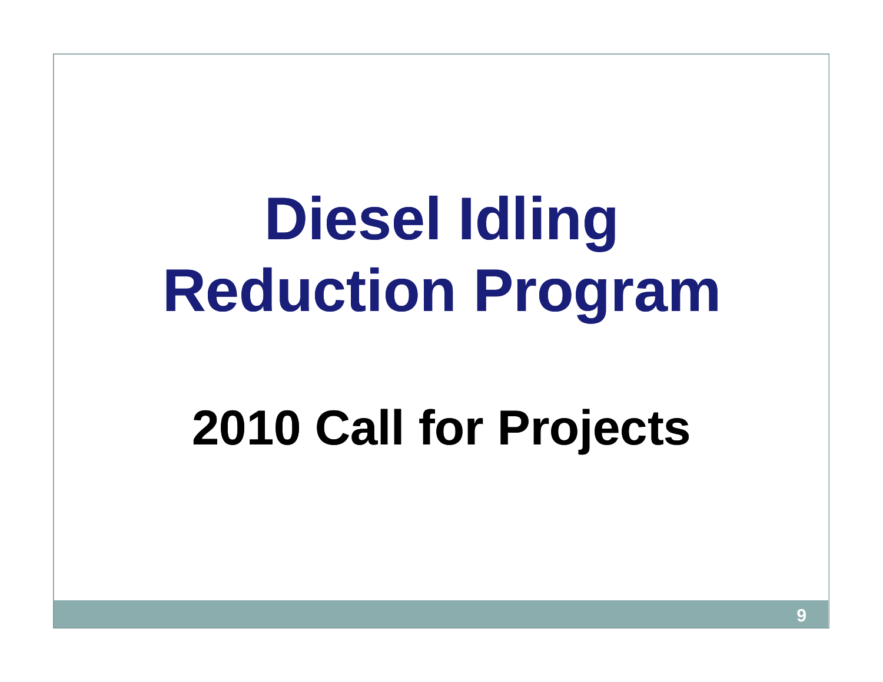# Diesel Idling Reduction Program

## 2010 Call for Projects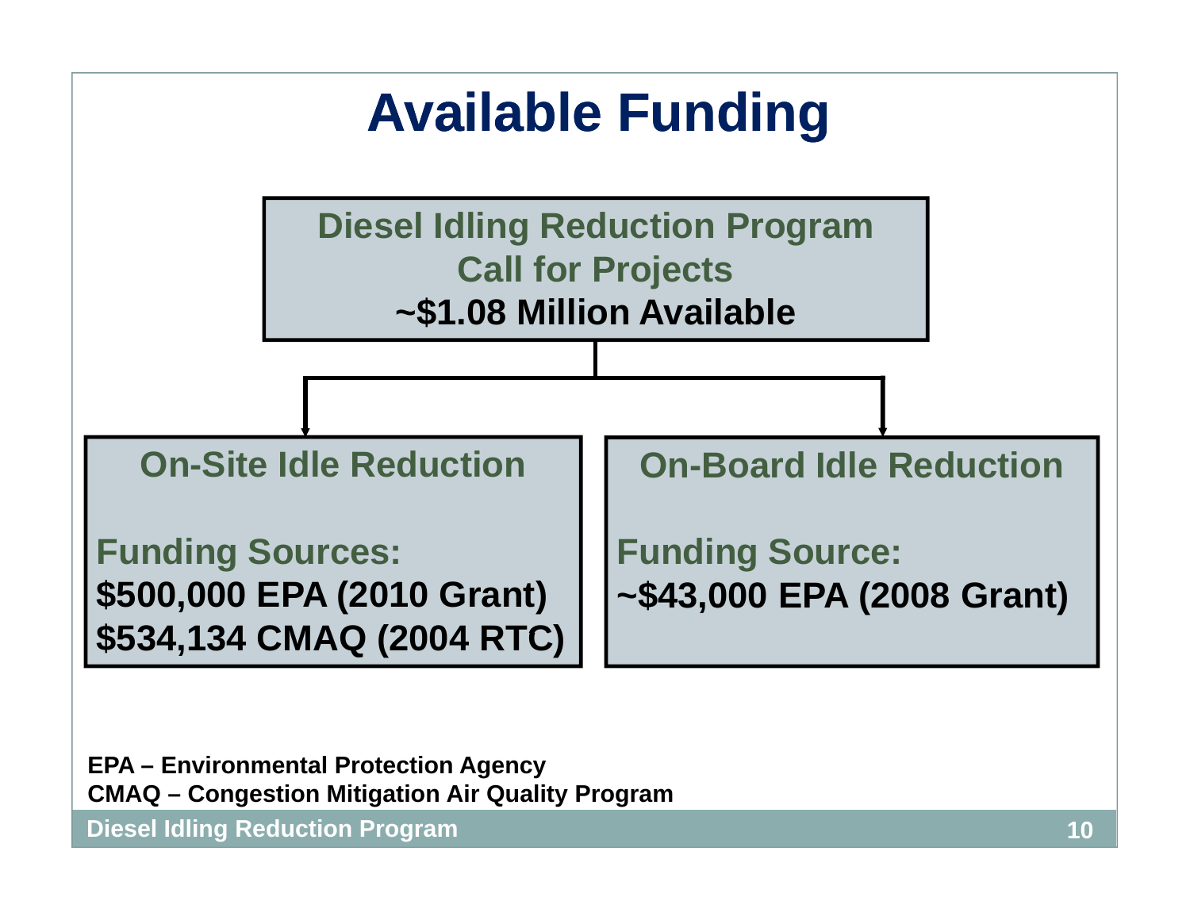# Available Funding

**Diesel Idling Reduction Program**
**Call for Projects**
**~$1.08 Million Available**

## On-Site Idle Reduction

**Funding Sources:**
**$500,000 EPA (2010 Grant)**
**$534,134 CMAQ (2004 RTC)**

## On-Board Idle Reduction

**Funding Source:**
**~$43,000 EPA (2008 Grant)**

**EPA – Environmental Protection Agency**
**CMAQ – Congestion Mitigation Air Quality Program**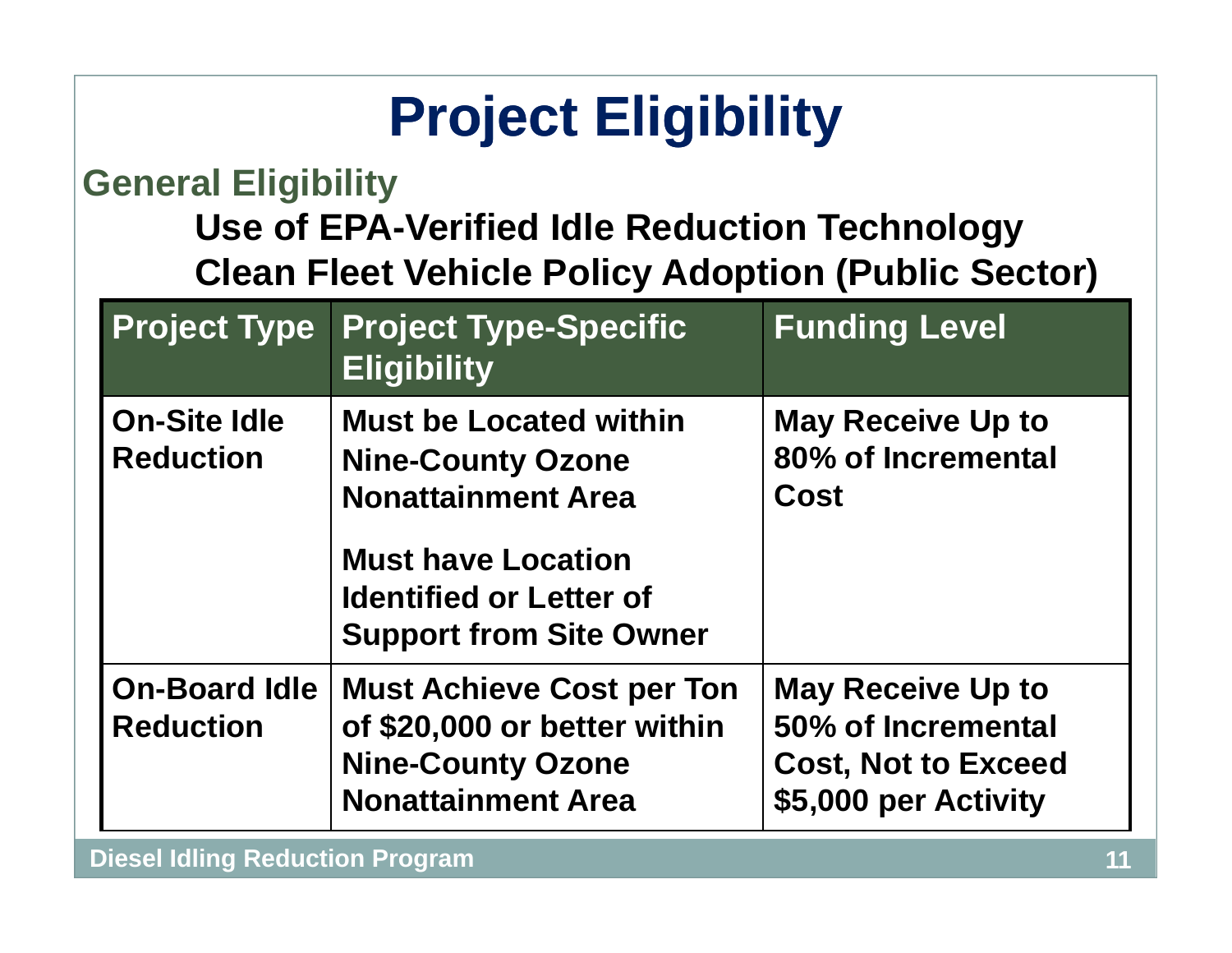# Project Eligibility

## General Eligibility

**Use of EPA-Verified Idle Reduction Technology**

**Clean Fleet Vehicle Policy Adoption (Public Sector)**

| Project Type | Project Type-Specific Eligibility | Funding Level |
| --- | --- | --- |
| On-Site Idle Reduction | Must be Located within Nine-County Ozone Nonattainment Area<br><br>Must have Location Identified or Letter of Support from Site Owner | May Receive Up to 80% of Incremental Cost |
| On-Board Idle Reduction | Must Achieve Cost per Ton of $20,000 or better within Nine-County Ozone Nonattainment Area | May Receive Up to 50% of Incremental Cost, Not to Exceed $5,000 per Activity |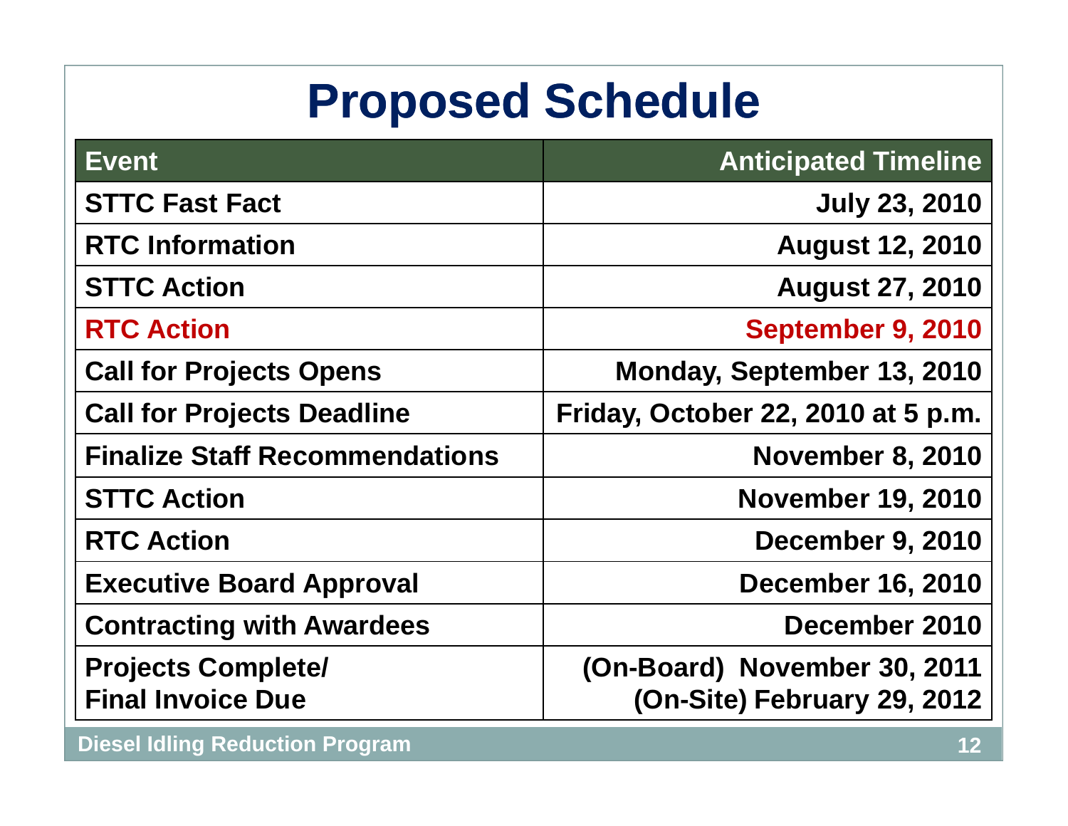# Proposed Schedule

| Event | Anticipated Timeline |
|---|---:|
| STTC Fast Fact | July 23, 2010 |
| RTC Information | August 12, 2010 |
| STTC Action | August 27, 2010 |
| RTC Action | September 9, 2010 |
| Call for Projects Opens | Monday, September 13, 2010 |
| Call for Projects Deadline | Friday, October 22, 2010 at 5 p.m. |
| Finalize Staff Recommendations | November 8, 2010 |
| STTC Action | November 19, 2010 |
| RTC Action | December 9, 2010 |
| Executive Board Approval | December 16, 2010 |
| Contracting with Awardees | December 2010 |
| Projects Complete/ Final Invoice Due | (On-Board) November 30, 2011 (On-Site) February 29, 2012 |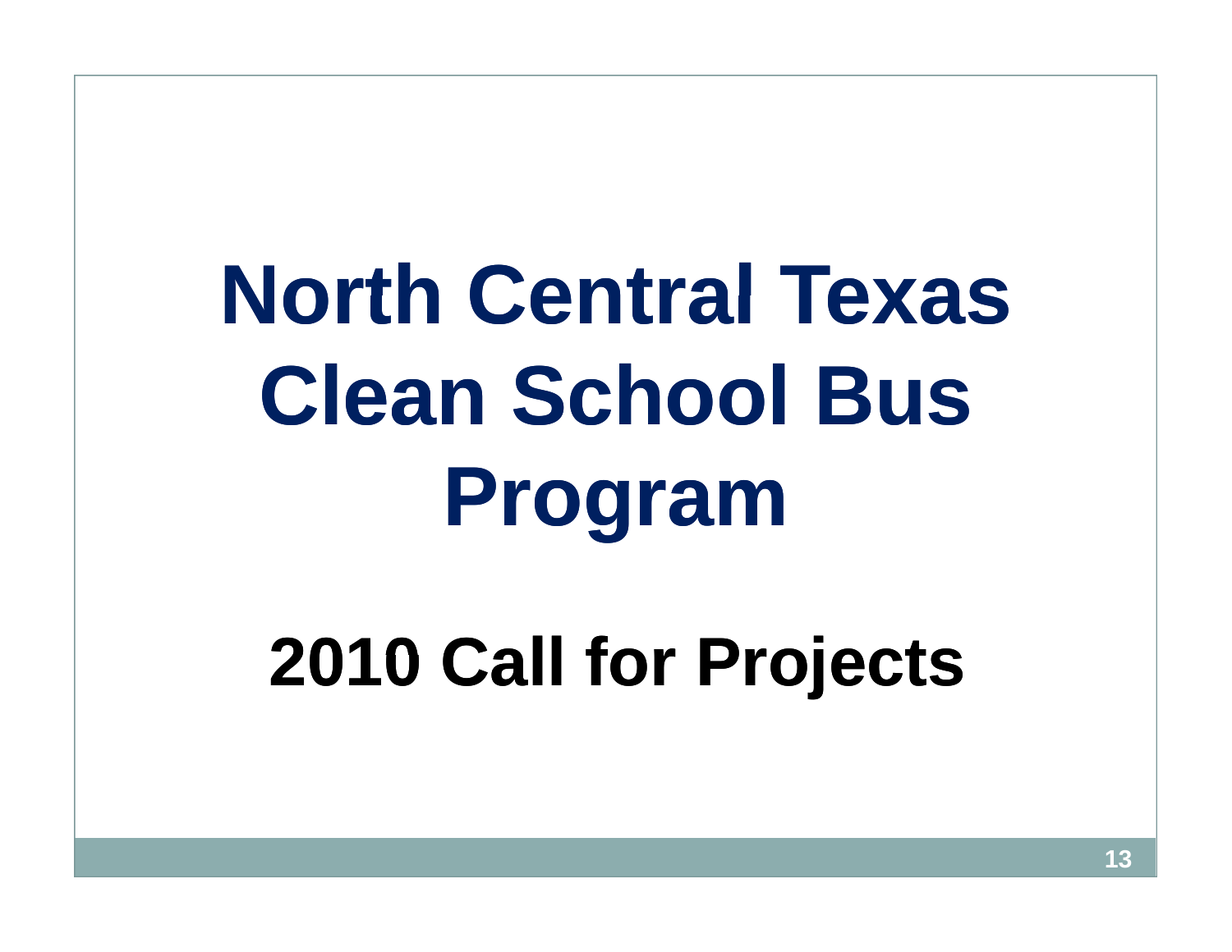# North Central Texas Clean School Bus Program

## 2010 Call for Projects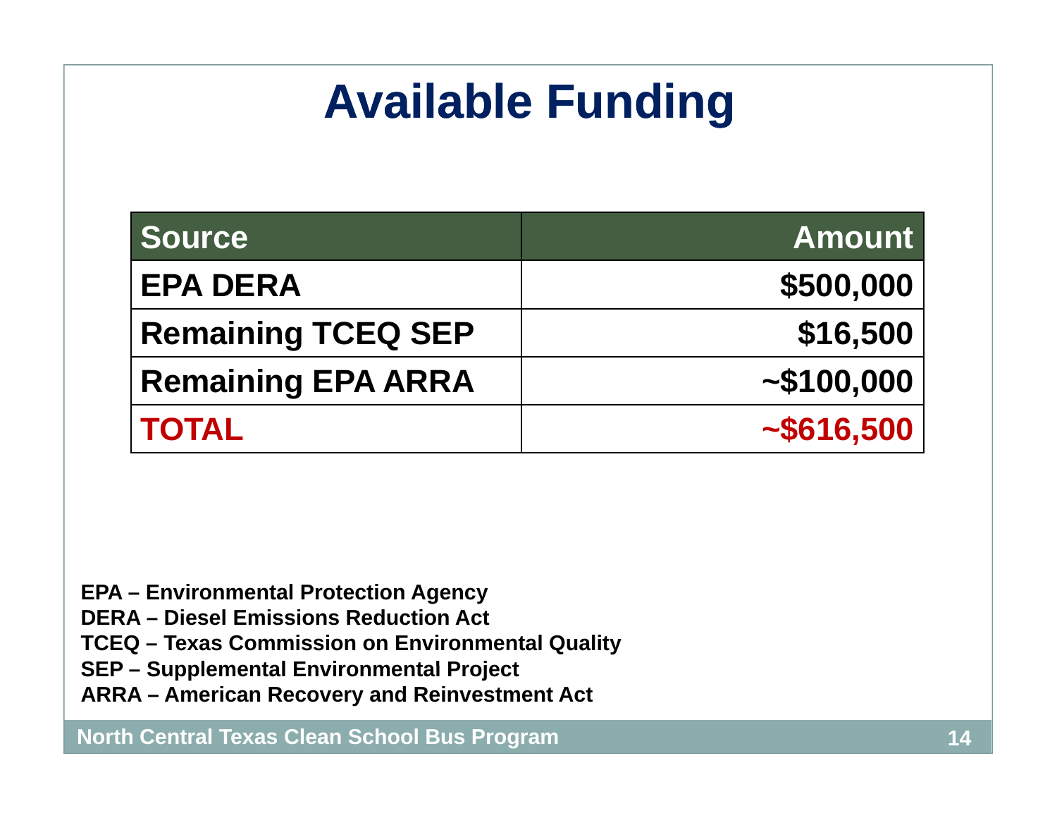# Available Funding

| Source | Amount |
|---|---:|
| EPA DERA | $500,000 |
| Remaining TCEQ SEP | $16,500 |
| Remaining EPA ARRA | ~$100,000 |
| TOTAL | ~$616,500 |

**EPA – Environmental Protection Agency**
**DERA – Diesel Emissions Reduction Act**
**TCEQ – Texas Commission on Environmental Quality**
**SEP – Supplemental Environmental Project**
**ARRA – American Recovery and Reinvestment Act**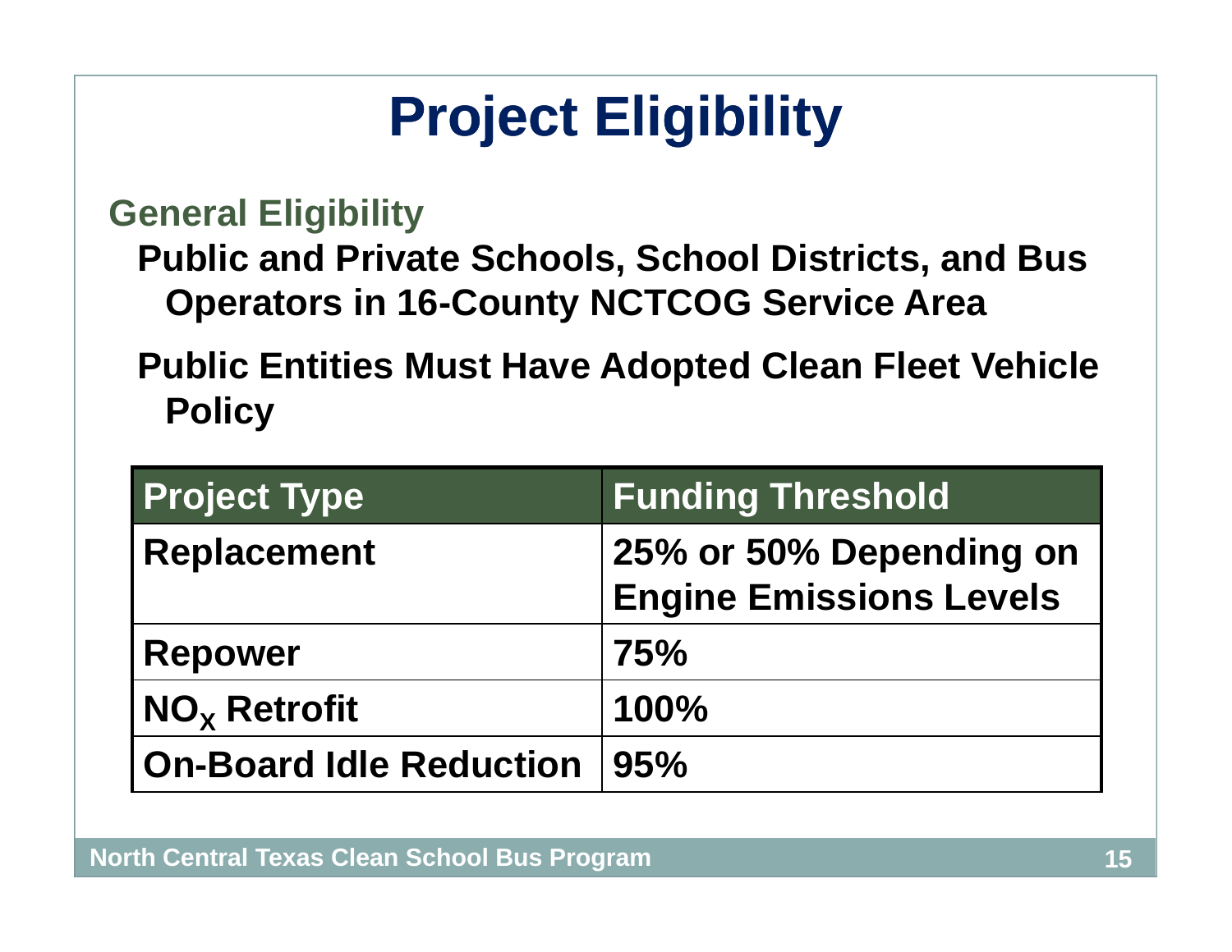# Project Eligibility

## General Eligibility

- Public and Private Schools, School Districts, and Bus Operators in 16-County NCTCOG Service Area
- Public Entities Must Have Adopted Clean Fleet Vehicle Policy

| Project Type | Funding Threshold |
|---|---|
| Replacement | 25% or 50% Depending on Engine Emissions Levels |
| Repower | 75% |
| $NO_X$ Retrofit | 100% |
| On-Board Idle Reduction | 95% |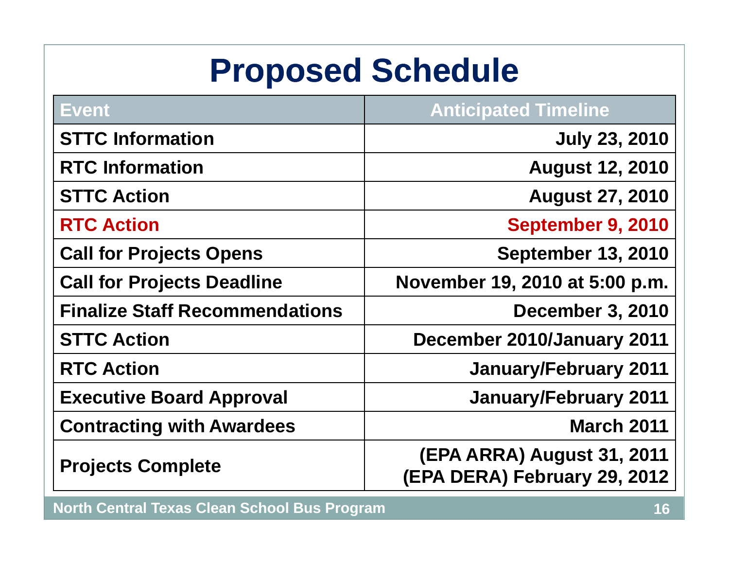# Proposed Schedule

| Event | Anticipated Timeline |
|---|---|
| STTC Information | July 23, 2010 |
| RTC Information | August 12, 2010 |
| STTC Action | August 27, 2010 |
| RTC Action | September 9, 2010 |
| Call for Projects Opens | September 13, 2010 |
| Call for Projects Deadline | November 19, 2010 at 5:00 p.m. |
| Finalize Staff Recommendations | December 3, 2010 |
| STTC Action | December 2010/January 2011 |
| RTC Action | January/February 2011 |
| Executive Board Approval | January/February 2011 |
| Contracting with Awardees | March 2011 |
| Projects Complete | (EPA ARRA) August 31, 2011<br>(EPA DERA) February 29, 2012 |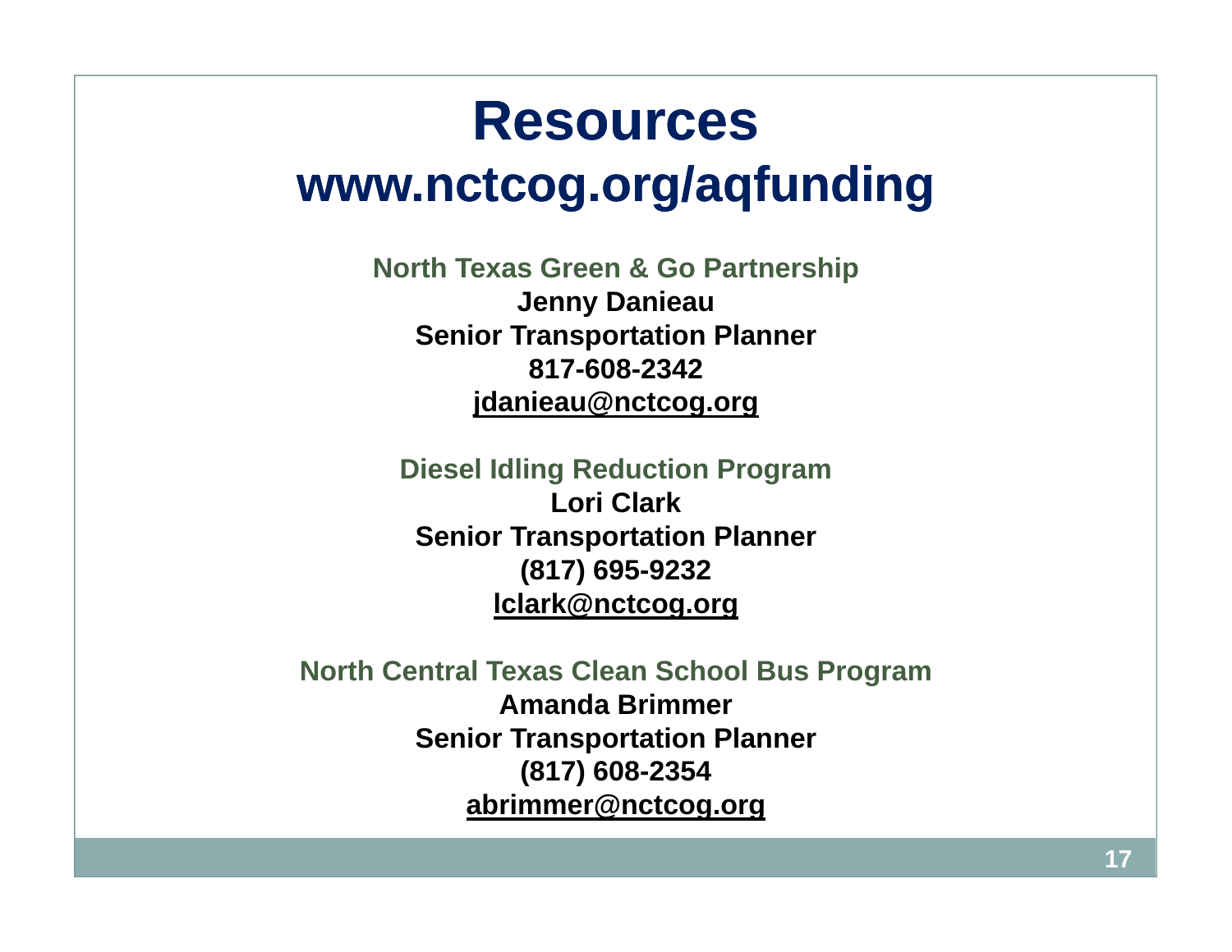# Resources
# www.nctcog.org/aqfunding

**North Texas Green & Go Partnership**
**Jenny Danieau**
**Senior Transportation Planner**
**817-608-2342**
**jdanieau@nctcog.org**

**Diesel Idling Reduction Program**
**Lori Clark**
**Senior Transportation Planner**
**(817) 695-9232**
**lclark@nctcog.org**

**North Central Texas Clean School Bus Program**
**Amanda Brimmer**
**Senior Transportation Planner**
**(817) 608-2354**
**abrimmer@nctcog.org**